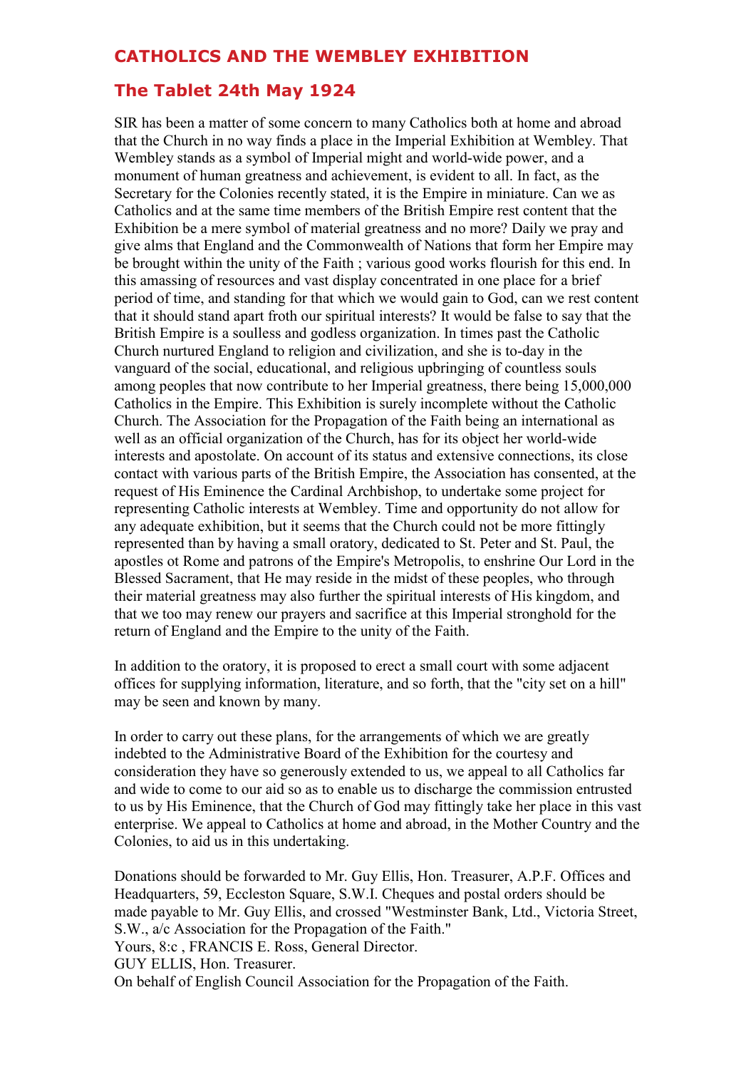## CATHOLICS AND THE WEMBLEY EXHIBITION

## The Tablet 24th May 1924

SIR has been a matter of some concern to many Catholics both at home and abroad that the Church in no way finds a place in the Imperial Exhibition at Wembley. That Wembley stands as a symbol of Imperial might and world-wide power, and a monument of human greatness and achievement, is evident to all. In fact, as the Secretary for the Colonies recently stated, it is the Empire in miniature. Can we as Catholics and at the same time members of the British Empire rest content that the Exhibition be a mere symbol of material greatness and no more? Daily we pray and give alms that England and the Commonwealth of Nations that form her Empire may be brought within the unity of the Faith ; various good works flourish for this end. In this amassing of resources and vast display concentrated in one place for a brief period of time, and standing for that which we would gain to God, can we rest content that it should stand apart froth our spiritual interests? It would be false to say that the British Empire is a soulless and godless organization. In times past the Catholic Church nurtured England to religion and civilization, and she is to-day in the vanguard of the social, educational, and religious upbringing of countless souls among peoples that now contribute to her Imperial greatness, there being 15,000,000 Catholics in the Empire. This Exhibition is surely incomplete without the Catholic Church. The Association for the Propagation of the Faith being an international as well as an official organization of the Church, has for its object her world-wide interests and apostolate. On account of its status and extensive connections, its close contact with various parts of the British Empire, the Association has consented, at the request of His Eminence the Cardinal Archbishop, to undertake some project for representing Catholic interests at Wembley. Time and opportunity do not allow for any adequate exhibition, but it seems that the Church could not be more fittingly represented than by having a small oratory, dedicated to St. Peter and St. Paul, the apostles ot Rome and patrons of the Empire's Metropolis, to enshrine Our Lord in the Blessed Sacrament, that He may reside in the midst of these peoples, who through their material greatness may also further the spiritual interests of His kingdom, and that we too may renew our prayers and sacrifice at this Imperial stronghold for the return of England and the Empire to the unity of the Faith.

In addition to the oratory, it is proposed to erect a small court with some adjacent offices for supplying information, literature, and so forth, that the "city set on a hill" may be seen and known by many.

In order to carry out these plans, for the arrangements of which we are greatly indebted to the Administrative Board of the Exhibition for the courtesy and consideration they have so generously extended to us, we appeal to all Catholics far and wide to come to our aid so as to enable us to discharge the commission entrusted to us by His Eminence, that the Church of God may fittingly take her place in this vast enterprise. We appeal to Catholics at home and abroad, in the Mother Country and the Colonies, to aid us in this undertaking.

Donations should be forwarded to Mr. Guy Ellis, Hon. Treasurer, A.P.F. Offices and Headquarters, 59, Eccleston Square, S.W.I. Cheques and postal orders should be made payable to Mr. Guy Ellis, and crossed "Westminster Bank, Ltd., Victoria Street, S.W., a/c Association for the Propagation of the Faith."  
Yours, 8:c , FRANCIS E. Ross, General Director.  
GUY ELLIS, Hon. Treasurer.  
On behalf of English Council Association for the Propagation of the Faith.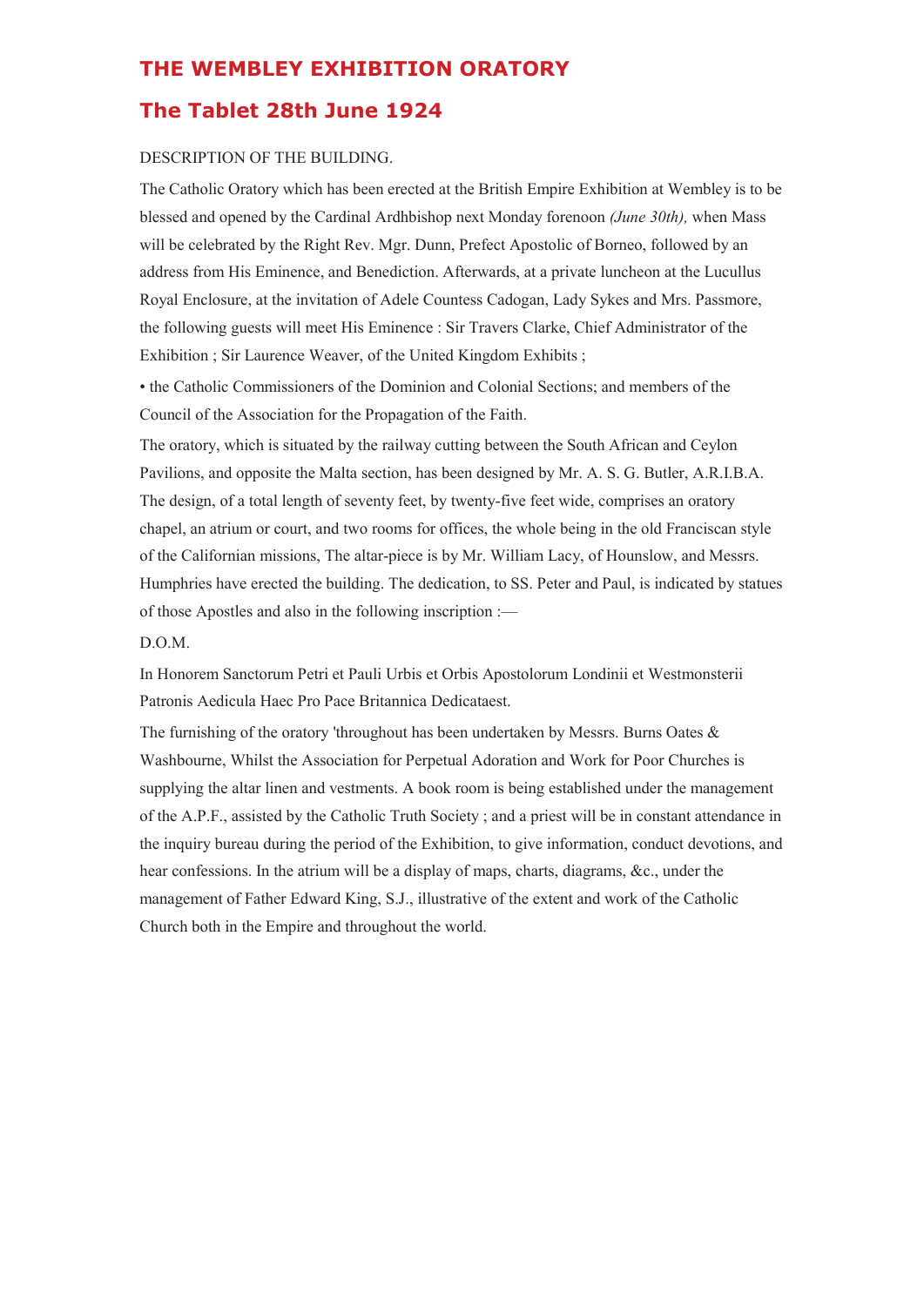## THE WEMBLEY EXHIBITION ORATORY

## The Tablet 28th June 1924

DESCRIPTION OF THE BUILDING.

The Catholic Oratory which has been erected at the British Empire Exhibition at Wembley is to be blessed and opened by the Cardinal Ardhbishop next Monday forenoon *(June 30th),* when Mass will be celebrated by the Right Rev. Mgr. Dunn, Prefect Apostolic of Borneo, followed by an address from His Eminence, and Benediction. Afterwards, at a private luncheon at the Lucullus Royal Enclosure, at the invitation of Adele Countess Cadogan, Lady Sykes and Mrs. Passmore, the following guests will meet His Eminence : Sir Travers Clarke, Chief Administrator of the Exhibition ; Sir Laurence Weaver, of the United Kingdom Exhibits ;

• the Catholic Commissioners of the Dominion and Colonial Sections; and members of the Council of the Association for the Propagation of the Faith.

The oratory, which is situated by the railway cutting between the South African and Ceylon Pavilions, and opposite the Malta section, has been designed by Mr. A. S. G. Butler, A.R.I.B.A. The design, of a total length of seventy feet, by twenty-five feet wide, comprises an oratory chapel, an atrium or court, and two rooms for offices, the whole being in the old Franciscan style of the Californian missions, The altar-piece is by Mr. William Lacy, of Hounslow, and Messrs. Humphries have erected the building. The dedication, to SS. Peter and Paul, is indicated by statues of those Apostles and also in the following inscription :—

D.O.M.

In Honorem Sanctorum Petri et Pauli Urbis et Orbis Apostolorum Londinii et Westmonsterii Patronis Aedicula Haec Pro Pace Britannica Dedicataest.

The furnishing of the oratory 'throughout has been undertaken by Messrs. Burns Oates & Washbourne, Whilst the Association for Perpetual Adoration and Work for Poor Churches is supplying the altar linen and vestments. A book room is being established under the management of the A.P.F., assisted by the Catholic Truth Society ; and a priest will be in constant attendance in the inquiry bureau during the period of the Exhibition, to give information, conduct devotions, and hear confessions. In the atrium will be a display of maps, charts, diagrams, &c., under the management of Father Edward King, S.J., illustrative of the extent and work of the Catholic Church both in the Empire and throughout the world.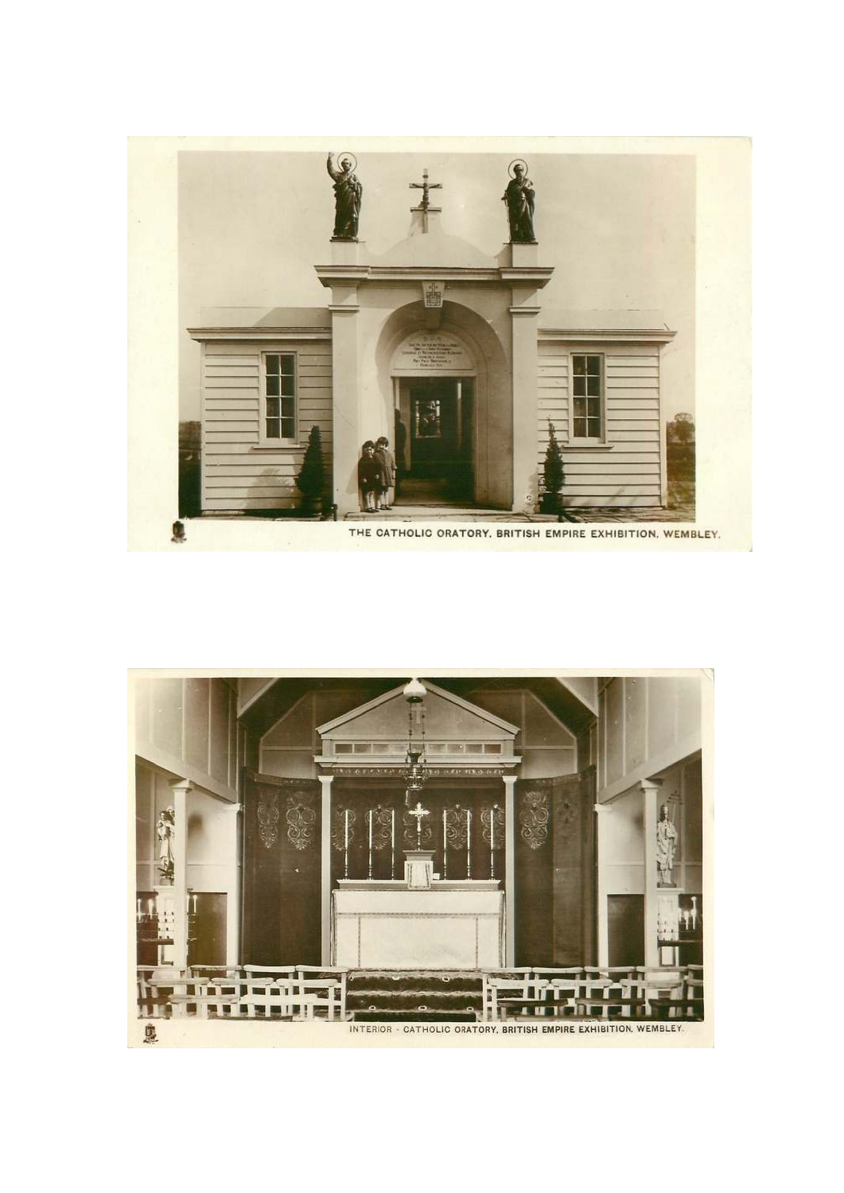THE CATHOLIC ORATORY, BRITISH EMPIRE EXHIBITION, WEMBLEY.

INTERIOR - CATHOLIC ORATORY, BRITISH EMPIRE EXHIBITION, WEMBLEY.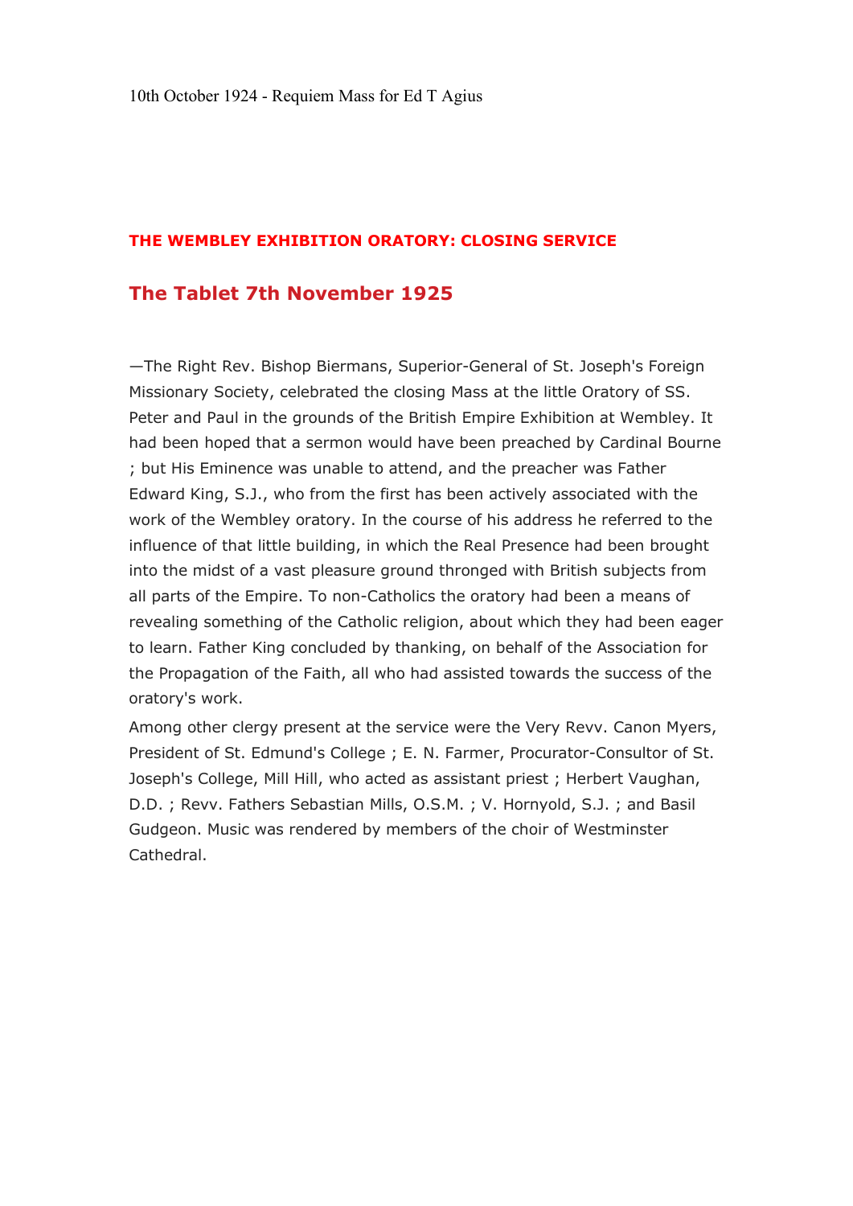10th October 1924 - Requiem Mass for Ed T Agius

## THE WEMBLEY EXHIBITION ORATORY: CLOSING SERVICE

## The Tablet 7th November 1925

—The Right Rev. Bishop Biermans, Superior-General of St. Joseph's Foreign Missionary Society, celebrated the closing Mass at the little Oratory of SS. Peter and Paul in the grounds of the British Empire Exhibition at Wembley. It had been hoped that a sermon would have been preached by Cardinal Bourne ; but His Eminence was unable to attend, and the preacher was Father Edward King, S.J., who from the first has been actively associated with the work of the Wembley oratory. In the course of his address he referred to the influence of that little building, in which the Real Presence had been brought into the midst of a vast pleasure ground thronged with British subjects from all parts of the Empire. To non-Catholics the oratory had been a means of revealing something of the Catholic religion, about which they had been eager to learn. Father King concluded by thanking, on behalf of the Association for the Propagation of the Faith, all who had assisted towards the success of the oratory's work.

Among other clergy present at the service were the Very Revv. Canon Myers, President of St. Edmund's College ; E. N. Farmer, Procurator-Consultor of St. Joseph's College, Mill Hill, who acted as assistant priest ; Herbert Vaughan, D.D. ; Revv. Fathers Sebastian Mills, O.S.M. ; V. Hornyold, S.J. ; and Basil Gudgeon. Music was rendered by members of the choir of Westminster Cathedral.